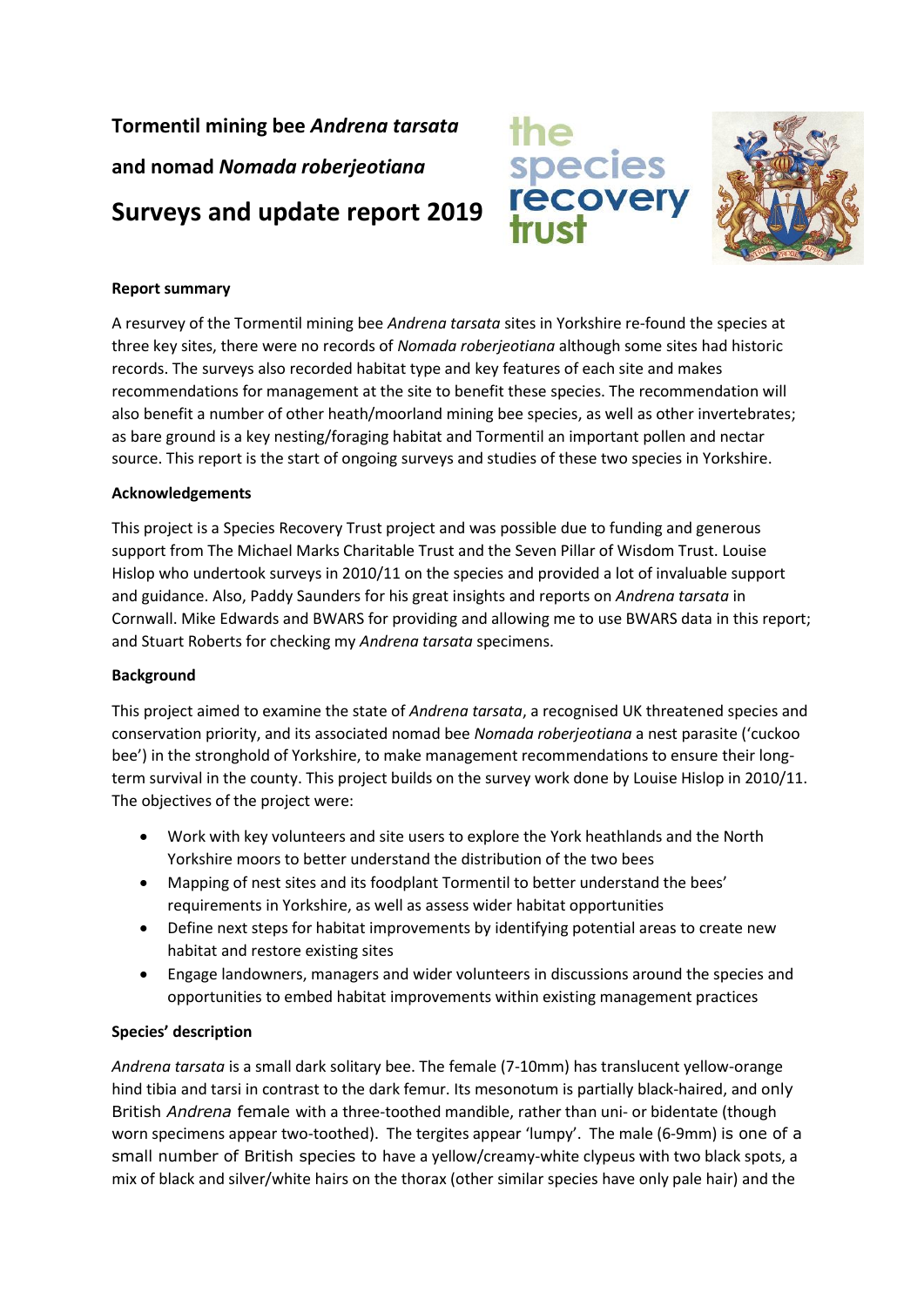# Tormentil mining bee *Andrena tarsata* and nomad *Nomada roberjeotiana*

## Surveys and update report 2019

the species recovery trust

### Report summary

A resurvey of the Tormentil mining bee *Andrena tarsata* sites in Yorkshire re-found the species at three key sites, there were no records of *Nomada roberjeotiana* although some sites had historic records. The surveys also recorded habitat type and key features of each site and makes recommendations for management at the site to benefit these species. The recommendation will also benefit a number of other heath/moorland mining bee species, as well as other invertebrates; as bare ground is a key nesting/foraging habitat and Tormentil an important pollen and nectar source. This report is the start of ongoing surveys and studies of these two species in Yorkshire.

### Acknowledgements

This project is a Species Recovery Trust project and was possible due to funding and generous support from The Michael Marks Charitable Trust and the Seven Pillar of Wisdom Trust. Louise Hislop who undertook surveys in 2010/11 on the species and provided a lot of invaluable support and guidance. Also, Paddy Saunders for his great insights and reports on *Andrena tarsata* in Cornwall. Mike Edwards and BWARS for providing and allowing me to use BWARS data in this report; and Stuart Roberts for checking my *Andrena tarsata* specimens.

### Background

This project aimed to examine the state of *Andrena tarsata*, a recognised UK threatened species and conservation priority, and its associated nomad bee *Nomada roberjeotiana* a nest parasite ('cuckoo bee') in the stronghold of Yorkshire, to make management recommendations to ensure their long-term survival in the county. This project builds on the survey work done by Louise Hislop in 2010/11. The objectives of the project were:

- Work with key volunteers and site users to explore the York heathlands and the North Yorkshire moors to better understand the distribution of the two bees
- Mapping of nest sites and its foodplant Tormentil to better understand the bees' requirements in Yorkshire, as well as assess wider habitat opportunities
- Define next steps for habitat improvements by identifying potential areas to create new habitat and restore existing sites
- Engage landowners, managers and wider volunteers in discussions around the species and opportunities to embed habitat improvements within existing management practices

### Species' description

*Andrena tarsata* is a small dark solitary bee. The female (7-10mm) has translucent yellow-orange hind tibia and tarsi in contrast to the dark femur. Its mesonotum is partially black-haired, and only British *Andrena* female with a three-toothed mandible, rather than uni- or bidentate (though worn specimens appear two-toothed). The tergites appear 'lumpy'. The male (6-9mm) is one of a small number of British species to have a yellow/creamy-white clypeus with two black spots, a mix of black and silver/white hairs on the thorax (other similar species have only pale hair) and the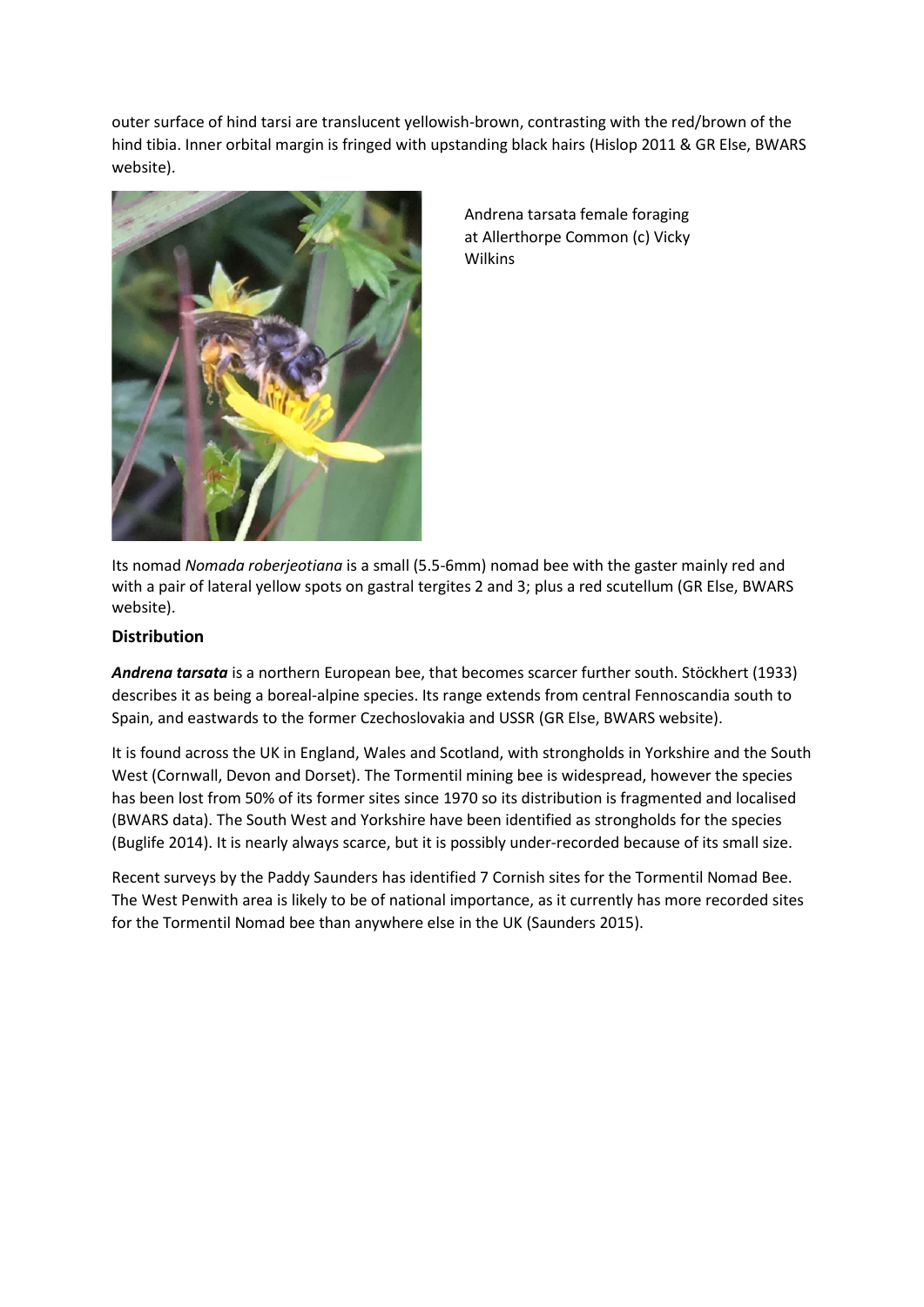outer surface of hind tarsi are translucent yellowish-brown, contrasting with the red/brown of the hind tibia. Inner orbital margin is fringed with upstanding black hairs (Hislop 2011 & GR Else, BWARS website).

Andrena tarsata female foraging at Allerthorpe Common (c) Vicky Wilkins

Its nomad *Nomada roberjeotiana* is a small (5.5-6mm) nomad bee with the gaster mainly red and with a pair of lateral yellow spots on gastral tergites 2 and 3; plus a red scutellum (GR Else, BWARS website).

## Distribution

***Andrena tarsata*** is a northern European bee, that becomes scarcer further south. Stöckhert (1933) describes it as being a boreal-alpine species. Its range extends from central Fennoscandia south to Spain, and eastwards to the former Czechoslovakia and USSR (GR Else, BWARS website).

It is found across the UK in England, Wales and Scotland, with strongholds in Yorkshire and the South West (Cornwall, Devon and Dorset). The Tormentil mining bee is widespread, however the species has been lost from 50% of its former sites since 1970 so its distribution is fragmented and localised (BWARS data). The South West and Yorkshire have been identified as strongholds for the species (Buglife 2014). It is nearly always scarce, but it is possibly under-recorded because of its small size.

Recent surveys by the Paddy Saunders has identified 7 Cornish sites for the Tormentil Nomad Bee. The West Penwith area is likely to be of national importance, as it currently has more recorded sites for the Tormentil Nomad bee than anywhere else in the UK (Saunders 2015).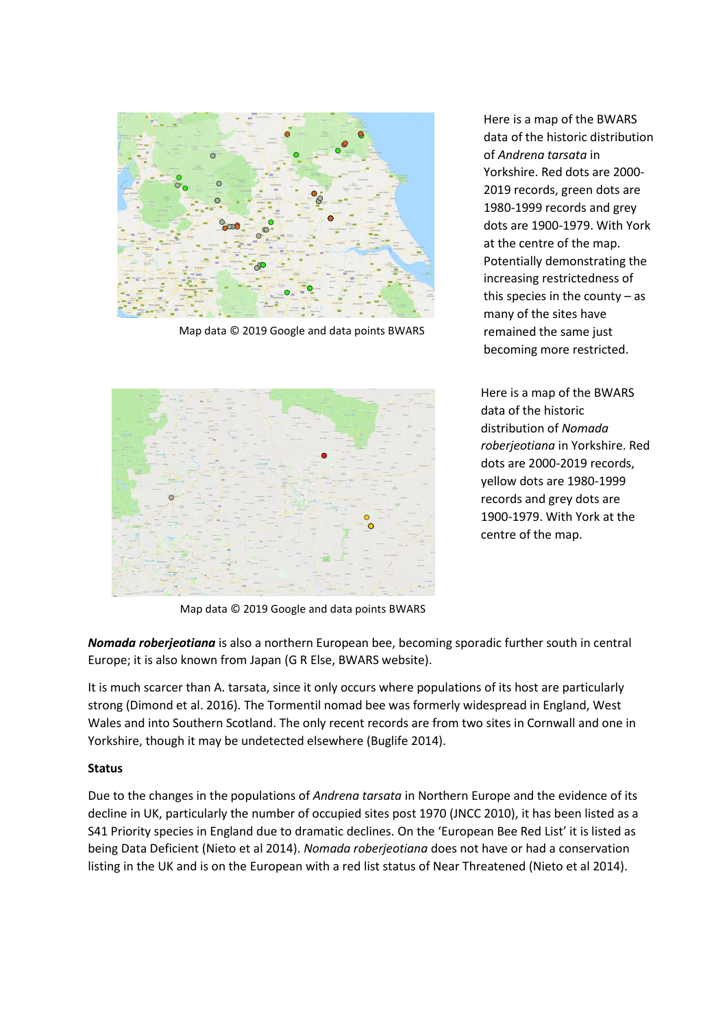Map data © 2019 Google and data points BWARS

Here is a map of the BWARS data of the historic distribution of *Andrena tarsata* in Yorkshire. Red dots are 2000-2019 records, green dots are 1980-1999 records and grey dots are 1900-1979. With York at the centre of the map. Potentially demonstrating the increasing restrictedness of this species in the county – as many of the sites have remained the same just becoming more restricted.

Map data © 2019 Google and data points BWARS

Here is a map of the BWARS data of the historic distribution of *Nomada roberjeotiana* in Yorkshire. Red dots are 2000-2019 records, yellow dots are 1980-1999 records and grey dots are 1900-1979. With York at the centre of the map.

***Nomada roberjeotiana*** is also a northern European bee, becoming sporadic further south in central Europe; it is also known from Japan (G R Else, BWARS website).

It is much scarcer than A. tarsata, since it only occurs where populations of its host are particularly strong (Dimond et al. 2016). The Tormentil nomad bee was formerly widespread in England, West Wales and into Southern Scotland. The only recent records are from two sites in Cornwall and one in Yorkshire, though it may be undetected elsewhere (Buglife 2014).

**Status**

Due to the changes in the populations of *Andrena tarsata* in Northern Europe and the evidence of its decline in UK, particularly the number of occupied sites post 1970 (JNCC 2010), it has been listed as a S41 Priority species in England due to dramatic declines. On the 'European Bee Red List' it is listed as being Data Deficient (Nieto et al 2014). *Nomada roberjeotiana* does not have or had a conservation listing in the UK and is on the European with a red list status of Near Threatened (Nieto et al 2014).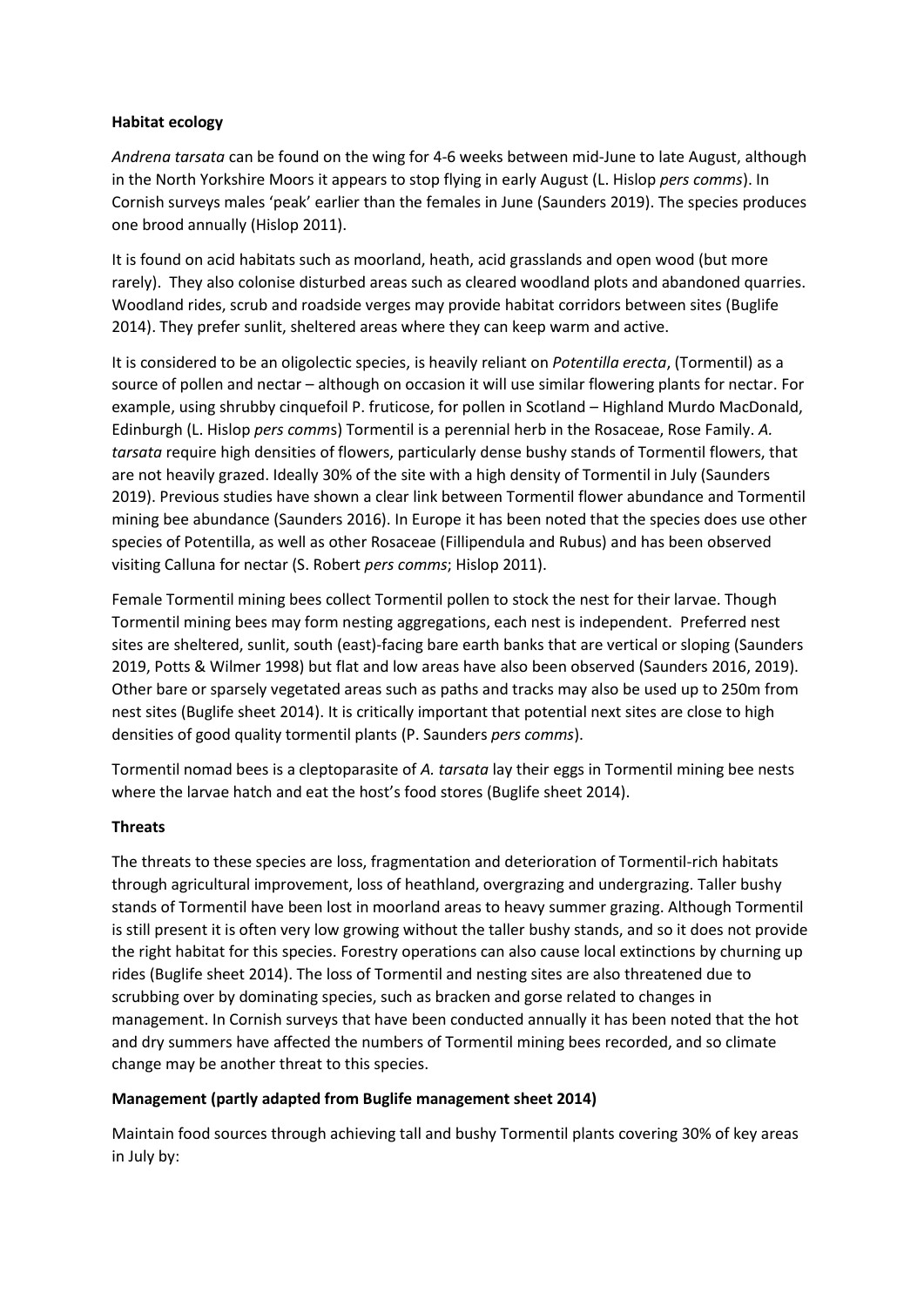**Habitat ecology**

*Andrena tarsata* can be found on the wing for 4-6 weeks between mid-June to late August, although in the North Yorkshire Moors it appears to stop flying in early August (L. Hislop *pers comms*). In Cornish surveys males 'peak' earlier than the females in June (Saunders 2019). The species produces one brood annually (Hislop 2011).

It is found on acid habitats such as moorland, heath, acid grasslands and open wood (but more rarely). They also colonise disturbed areas such as cleared woodland plots and abandoned quarries. Woodland rides, scrub and roadside verges may provide habitat corridors between sites (Buglife 2014). They prefer sunlit, sheltered areas where they can keep warm and active.

It is considered to be an oligolectic species, is heavily reliant on *Potentilla erecta*, (Tormentil) as a source of pollen and nectar – although on occasion it will use similar flowering plants for nectar. For example, using shrubby cinquefoil P. fruticose, for pollen in Scotland – Highland Murdo MacDonald, Edinburgh (L. Hislop *pers comms*) Tormentil is a perennial herb in the Rosaceae, Rose Family. *A. tarsata* require high densities of flowers, particularly dense bushy stands of Tormentil flowers, that are not heavily grazed. Ideally 30% of the site with a high density of Tormentil in July (Saunders 2019). Previous studies have shown a clear link between Tormentil flower abundance and Tormentil mining bee abundance (Saunders 2016). In Europe it has been noted that the species does use other species of Potentilla, as well as other Rosaceae (Fillipendula and Rubus) and has been observed visiting Calluna for nectar (S. Robert *pers comms*; Hislop 2011).

Female Tormentil mining bees collect Tormentil pollen to stock the nest for their larvae. Though Tormentil mining bees may form nesting aggregations, each nest is independent. Preferred nest sites are sheltered, sunlit, south (east)-facing bare earth banks that are vertical or sloping (Saunders 2019, Potts & Wilmer 1998) but flat and low areas have also been observed (Saunders 2016, 2019). Other bare or sparsely vegetated areas such as paths and tracks may also be used up to 250m from nest sites (Buglife sheet 2014). It is critically important that potential next sites are close to high densities of good quality tormentil plants (P. Saunders *pers comms*).

Tormentil nomad bees is a cleptoparasite of *A. tarsata* lay their eggs in Tormentil mining bee nests where the larvae hatch and eat the host's food stores (Buglife sheet 2014).

**Threats**

The threats to these species are loss, fragmentation and deterioration of Tormentil-rich habitats through agricultural improvement, loss of heathland, overgrazing and undergrazing. Taller bushy stands of Tormentil have been lost in moorland areas to heavy summer grazing. Although Tormentil is still present it is often very low growing without the taller bushy stands, and so it does not provide the right habitat for this species. Forestry operations can also cause local extinctions by churning up rides (Buglife sheet 2014). The loss of Tormentil and nesting sites are also threatened due to scrubbing over by dominating species, such as bracken and gorse related to changes in management. In Cornish surveys that have been conducted annually it has been noted that the hot and dry summers have affected the numbers of Tormentil mining bees recorded, and so climate change may be another threat to this species.

**Management (partly adapted from Buglife management sheet 2014)**

Maintain food sources through achieving tall and bushy Tormentil plants covering 30% of key areas in July by: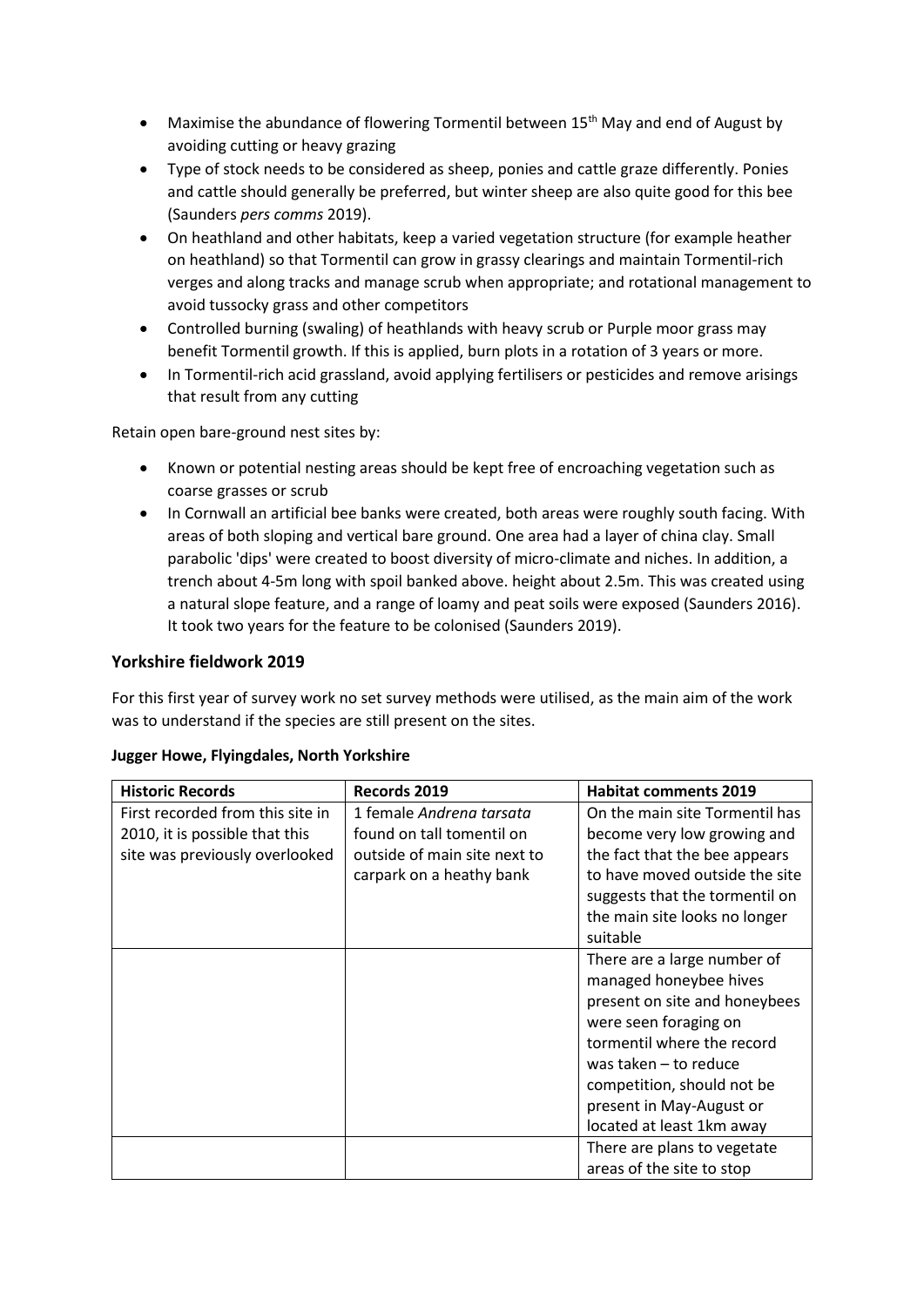- Maximise the abundance of flowering Tormentil between 15th May and end of August by avoiding cutting or heavy grazing
- Type of stock needs to be considered as sheep, ponies and cattle graze differently. Ponies and cattle should generally be preferred, but winter sheep are also quite good for this bee (Saunders *pers comms* 2019).
- On heathland and other habitats, keep a varied vegetation structure (for example heather on heathland) so that Tormentil can grow in grassy clearings and maintain Tormentil-rich verges and along tracks and manage scrub when appropriate; and rotational management to avoid tussocky grass and other competitors
- Controlled burning (swaling) of heathlands with heavy scrub or Purple moor grass may benefit Tormentil growth. If this is applied, burn plots in a rotation of 3 years or more.
- In Tormentil-rich acid grassland, avoid applying fertilisers or pesticides and remove arisings that result from any cutting

Retain open bare-ground nest sites by:

- Known or potential nesting areas should be kept free of encroaching vegetation such as coarse grasses or scrub
- In Cornwall an artificial bee banks were created, both areas were roughly south facing. With areas of both sloping and vertical bare ground. One area had a layer of china clay. Small parabolic 'dips' were created to boost diversity of micro-climate and niches. In addition, a trench about 4-5m long with spoil banked above. height about 2.5m. This was created using a natural slope feature, and a range of loamy and peat soils were exposed (Saunders 2016). It took two years for the feature to be colonised (Saunders 2019).

## Yorkshire fieldwork 2019

For this first year of survey work no set survey methods were utilised, as the main aim of the work was to understand if the species are still present on the sites.

**Jugger Howe, Flyingdales, North Yorkshire**

| Historic Records | Records 2019 | Habitat comments 2019 |
|---|---|---|
| First recorded from this site in 2010, it is possible that this site was previously overlooked | 1 female *Andrena tarsata* found on tall tomentil on outside of main site next to carpark on a heathy bank | On the main site Tormentil has become very low growing and the fact that the bee appears to have moved outside the site suggests that the tormentil on the main site looks no longer suitable |
| | | There are a large number of managed honeybee hives present on site and honeybees were seen foraging on tormentil where the record was taken – to reduce competition, should not be present in May-August or located at least 1km away |
| | | There are plans to vegetate areas of the site to stop |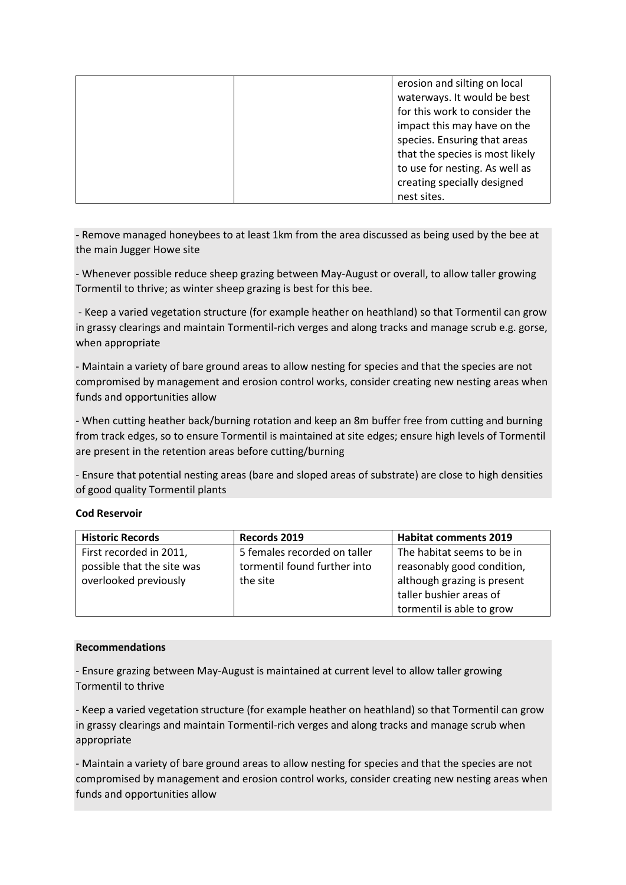| | | erosion and silting on local waterways. It would be best for this work to consider the impact this may have on the species. Ensuring that areas that the species is most likely to use for nesting. As well as creating specially designed nest sites. |
|---|---|---|

**-** Remove managed honeybees to at least 1km from the area discussed as being used by the bee at the main Jugger Howe site

- Whenever possible reduce sheep grazing between May-August or overall, to allow taller growing Tormentil to thrive; as winter sheep grazing is best for this bee.

- Keep a varied vegetation structure (for example heather on heathland) so that Tormentil can grow in grassy clearings and maintain Tormentil-rich verges and along tracks and manage scrub e.g. gorse, when appropriate

- Maintain a variety of bare ground areas to allow nesting for species and that the species are not compromised by management and erosion control works, consider creating new nesting areas when funds and opportunities allow

- When cutting heather back/burning rotation and keep an 8m buffer free from cutting and burning from track edges, so to ensure Tormentil is maintained at site edges; ensure high levels of Tormentil are present in the retention areas before cutting/burning

- Ensure that potential nesting areas (bare and sloped areas of substrate) are close to high densities of good quality Tormentil plants

**Cod Reservoir**

| Historic Records | Records 2019 | Habitat comments 2019 |
|---|---|---|
| First recorded in 2011, possible that the site was overlooked previously | 5 females recorded on taller tormentil found further into the site | The habitat seems to be in reasonably good condition, although grazing is present taller bushier areas of tormentil is able to grow |

**Recommendations**

- Ensure grazing between May-August is maintained at current level to allow taller growing Tormentil to thrive

- Keep a varied vegetation structure (for example heather on heathland) so that Tormentil can grow in grassy clearings and maintain Tormentil-rich verges and along tracks and manage scrub when appropriate

- Maintain a variety of bare ground areas to allow nesting for species and that the species are not compromised by management and erosion control works, consider creating new nesting areas when funds and opportunities allow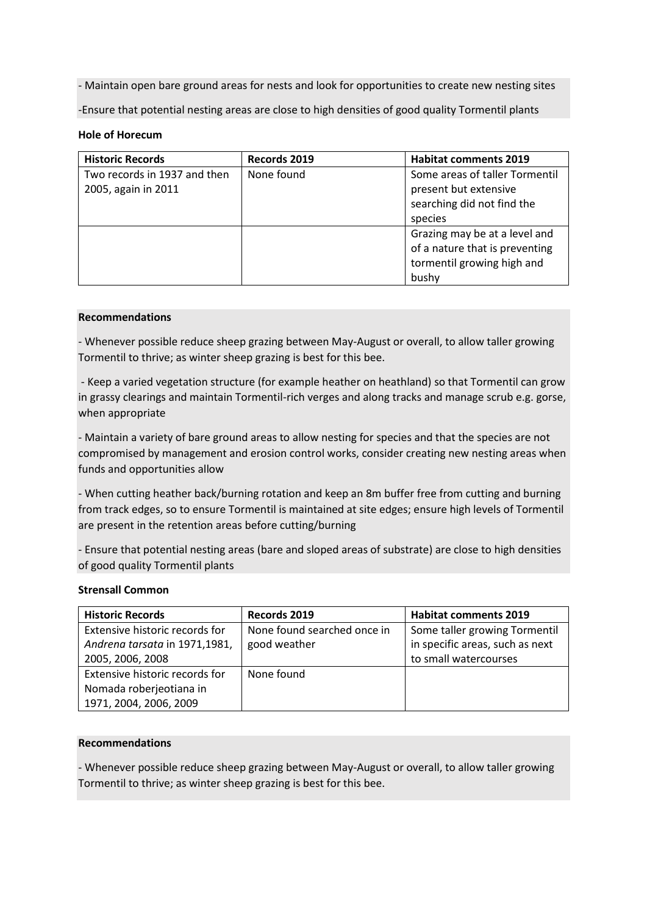- Maintain open bare ground areas for nests and look for opportunities to create new nesting sites

-Ensure that potential nesting areas are close to high densities of good quality Tormentil plants

**Hole of Horecum**

| Historic Records | Records 2019 | Habitat comments 2019 |
| --- | --- | --- |
| Two records in 1937 and then 2005, again in 2011 | None found | Some areas of taller Tormentil present but extensive searching did not find the species |
| | | Grazing may be at a level and of a nature that is preventing tormentil growing high and bushy |

**Recommendations**

- Whenever possible reduce sheep grazing between May-August or overall, to allow taller growing Tormentil to thrive; as winter sheep grazing is best for this bee.

- Keep a varied vegetation structure (for example heather on heathland) so that Tormentil can grow in grassy clearings and maintain Tormentil-rich verges and along tracks and manage scrub e.g. gorse, when appropriate

- Maintain a variety of bare ground areas to allow nesting for species and that the species are not compromised by management and erosion control works, consider creating new nesting areas when funds and opportunities allow

- When cutting heather back/burning rotation and keep an 8m buffer free from cutting and burning from track edges, so to ensure Tormentil is maintained at site edges; ensure high levels of Tormentil are present in the retention areas before cutting/burning

- Ensure that potential nesting areas (bare and sloped areas of substrate) are close to high densities of good quality Tormentil plants

**Strensall Common**

| Historic Records | Records 2019 | Habitat comments 2019 |
| --- | --- | --- |
| Extensive historic records for *Andrena tarsata* in 1971,1981, 2005, 2006, 2008 | None found searched once in good weather | Some taller growing Tormentil in specific areas, such as next to small watercourses |
| Extensive historic records for Nomada roberjeotiana in 1971, 2004, 2006, 2009 | None found | |

**Recommendations**

- Whenever possible reduce sheep grazing between May-August or overall, to allow taller growing Tormentil to thrive; as winter sheep grazing is best for this bee.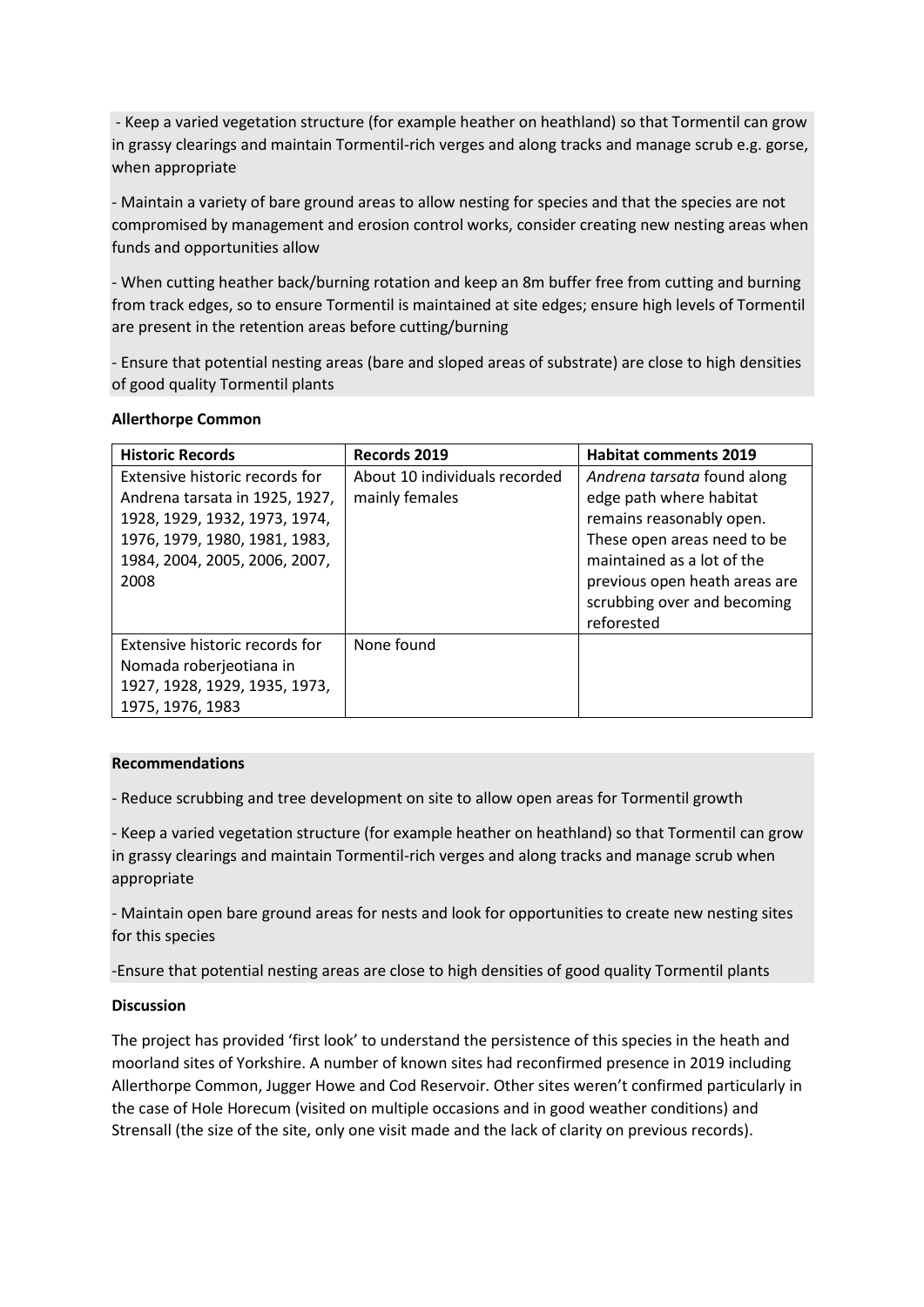- Keep a varied vegetation structure (for example heather on heathland) so that Tormentil can grow in grassy clearings and maintain Tormentil-rich verges and along tracks and manage scrub e.g. gorse, when appropriate

- Maintain a variety of bare ground areas to allow nesting for species and that the species are not compromised by management and erosion control works, consider creating new nesting areas when funds and opportunities allow

- When cutting heather back/burning rotation and keep an 8m buffer free from cutting and burning from track edges, so to ensure Tormentil is maintained at site edges; ensure high levels of Tormentil are present in the retention areas before cutting/burning

- Ensure that potential nesting areas (bare and sloped areas of substrate) are close to high densities of good quality Tormentil plants

**Allerthorpe Common**

| **Historic Records** | **Records 2019** | **Habitat comments 2019** |
|---|---|---|
| Extensive historic records for Andrena tarsata in 1925, 1927, 1928, 1929, 1932, 1973, 1974, 1976, 1979, 1980, 1981, 1983, 1984, 2004, 2005, 2006, 2007, 2008 | About 10 individuals recorded mainly females | *Andrena tarsata* found along edge path where habitat remains reasonably open. These open areas need to be maintained as a lot of the previous open heath areas are scrubbing over and becoming reforested |
| Extensive historic records for Nomada roberjeotiana in 1927, 1928, 1929, 1935, 1973, 1975, 1976, 1983 | None found | |

**Recommendations**

- Reduce scrubbing and tree development on site to allow open areas for Tormentil growth

- Keep a varied vegetation structure (for example heather on heathland) so that Tormentil can grow in grassy clearings and maintain Tormentil-rich verges and along tracks and manage scrub when appropriate

- Maintain open bare ground areas for nests and look for opportunities to create new nesting sites for this species

-Ensure that potential nesting areas are close to high densities of good quality Tormentil plants

**Discussion**

The project has provided 'first look' to understand the persistence of this species in the heath and moorland sites of Yorkshire. A number of known sites had reconfirmed presence in 2019 including Allerthorpe Common, Jugger Howe and Cod Reservoir. Other sites weren't confirmed particularly in the case of Hole Horecum (visited on multiple occasions and in good weather conditions) and Strensall (the size of the site, only one visit made and the lack of clarity on previous records).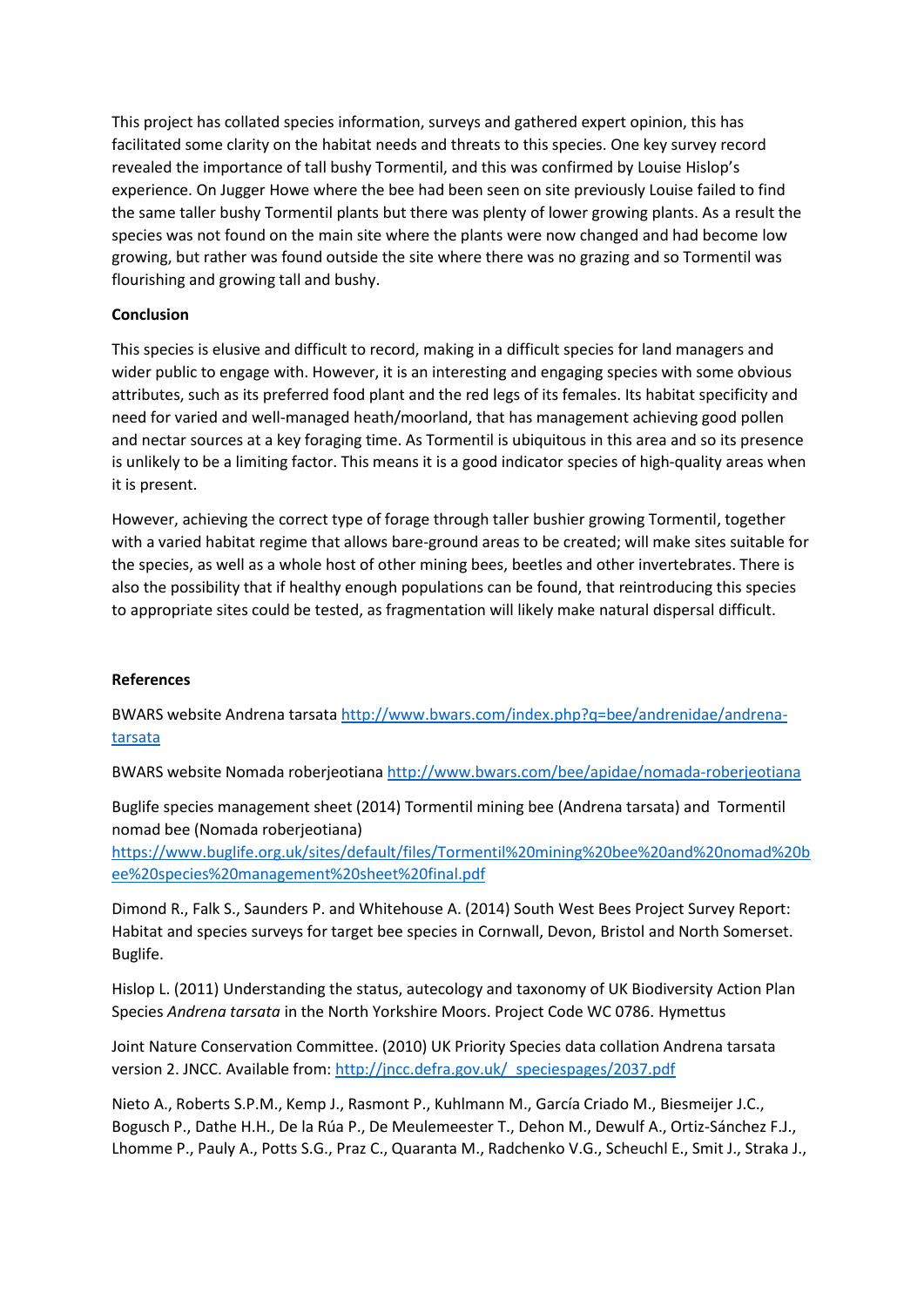This project has collated species information, surveys and gathered expert opinion, this has facilitated some clarity on the habitat needs and threats to this species. One key survey record revealed the importance of tall bushy Tormentil, and this was confirmed by Louise Hislop's experience. On Jugger Howe where the bee had been seen on site previously Louise failed to find the same taller bushy Tormentil plants but there was plenty of lower growing plants. As a result the species was not found on the main site where the plants were now changed and had become low growing, but rather was found outside the site where there was no grazing and so Tormentil was flourishing and growing tall and bushy.

**Conclusion**

This species is elusive and difficult to record, making in a difficult species for land managers and wider public to engage with. However, it is an interesting and engaging species with some obvious attributes, such as its preferred food plant and the red legs of its females. Its habitat specificity and need for varied and well-managed heath/moorland, that has management achieving good pollen and nectar sources at a key foraging time. As Tormentil is ubiquitous in this area and so its presence is unlikely to be a limiting factor. This means it is a good indicator species of high-quality areas when it is present.

However, achieving the correct type of forage through taller bushier growing Tormentil, together with a varied habitat regime that allows bare-ground areas to be created; will make sites suitable for the species, as well as a whole host of other mining bees, beetles and other invertebrates. There is also the possibility that if healthy enough populations can be found, that reintroducing this species to appropriate sites could be tested, as fragmentation will likely make natural dispersal difficult.

**References**

BWARS website Andrena tarsata http://www.bwars.com/index.php?q=bee/andrenidae/andrena-tarsata

BWARS website Nomada roberjeotiana http://www.bwars.com/bee/apidae/nomada-roberjeotiana

Buglife species management sheet (2014) Tormentil mining bee (Andrena tarsata) and Tormentil nomad bee (Nomada roberjeotiana) https://www.buglife.org.uk/sites/default/files/Tormentil%20mining%20bee%20and%20nomad%20bee%20species%20management%20sheet%20final.pdf

Dimond R., Falk S., Saunders P. and Whitehouse A. (2014) South West Bees Project Survey Report: Habitat and species surveys for target bee species in Cornwall, Devon, Bristol and North Somerset. Buglife.

Hislop L. (2011) Understanding the status, autecology and taxonomy of UK Biodiversity Action Plan Species *Andrena tarsata* in the North Yorkshire Moors. Project Code WC 0786. Hymettus

Joint Nature Conservation Committee. (2010) UK Priority Species data collation Andrena tarsata version 2. JNCC. Available from: http://jncc.defra.gov.uk/_speciespages/2037.pdf

Nieto A., Roberts S.P.M., Kemp J., Rasmont P., Kuhlmann M., García Criado M., Biesmeijer J.C., Bogusch P., Dathe H.H., De la Rúa P., De Meulemeester T., Dehon M., Dewulf A., Ortiz-Sánchez F.J., Lhomme P., Pauly A., Potts S.G., Praz C., Quaranta M., Radchenko V.G., Scheuchl E., Smit J., Straka J.,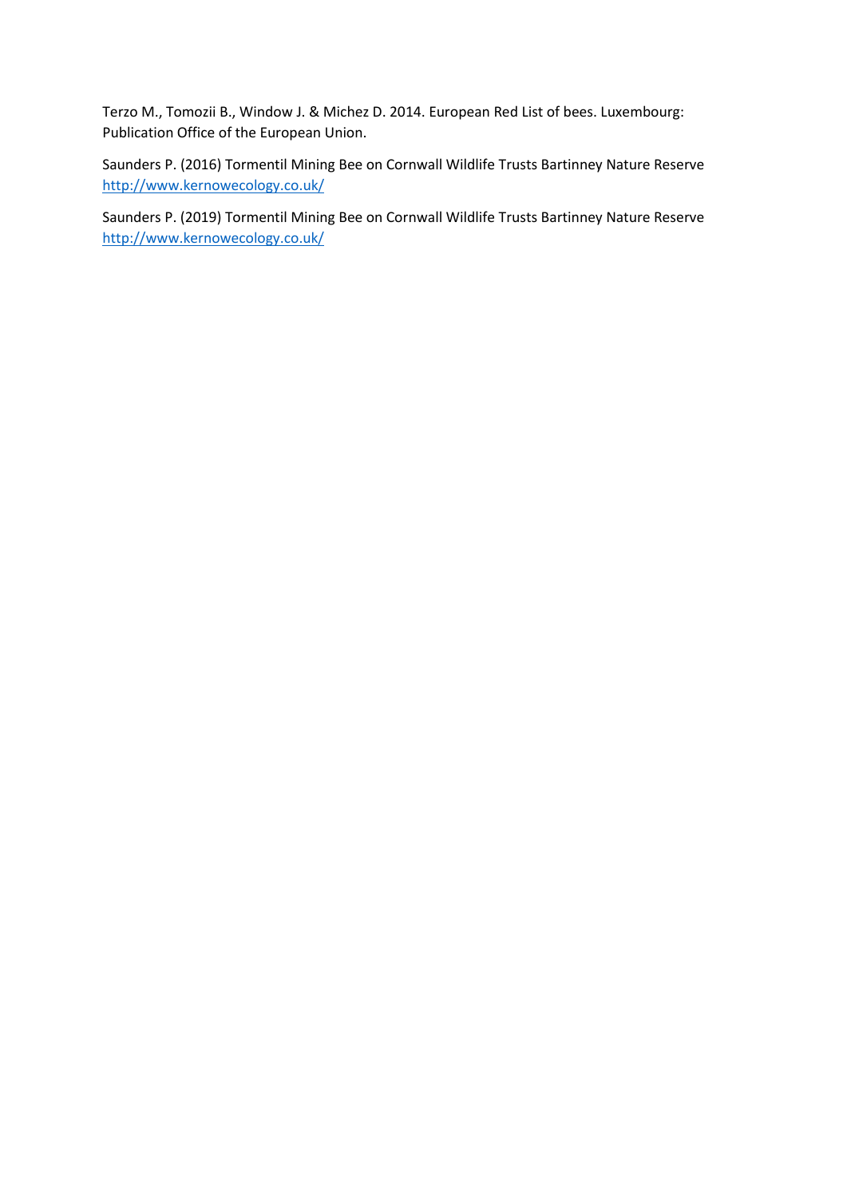Terzo M., Tomozii B., Window J. & Michez D. 2014. European Red List of bees. Luxembourg: Publication Office of the European Union.

Saunders P. (2016) Tormentil Mining Bee on Cornwall Wildlife Trusts Bartinney Nature Reserve http://www.kernowecology.co.uk/

Saunders P. (2019) Tormentil Mining Bee on Cornwall Wildlife Trusts Bartinney Nature Reserve http://www.kernowecology.co.uk/